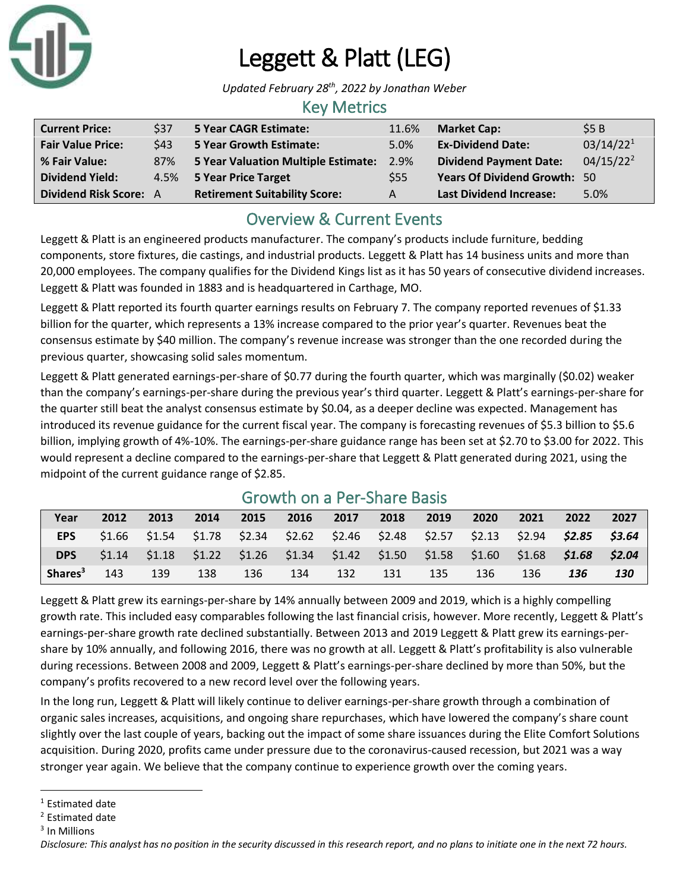# Leggett & Platt (LEG)

*Updated February 28th, 2022 by Jonathan Weber*

## Key Metrics

| | | | | | |
|---|---|---|---|---|---|
| **Current Price:** | $37 | **5 Year CAGR Estimate:** | 11.6% | **Market Cap:** | $5 B |
| **Fair Value Price:** | $43 | **5 Year Growth Estimate:** | 5.0% | **Ex-Dividend Date:** | 03/14/22[1] |
| **% Fair Value:** | 87% | **5 Year Valuation Multiple Estimate:** | 2.9% | **Dividend Payment Date:** | 04/15/22[2] |
| **Dividend Yield:** | 4.5% | **5 Year Price Target** | $55 | **Years Of Dividend Growth:** | 50 |
| **Dividend Risk Score:** | A | **Retirement Suitability Score:** | A | **Last Dividend Increase:** | 5.0% |

## Overview & Current Events

Leggett & Platt is an engineered products manufacturer. The company's products include furniture, bedding components, store fixtures, die castings, and industrial products. Leggett & Platt has 14 business units and more than 20,000 employees. The company qualifies for the Dividend Kings list as it has 50 years of consecutive dividend increases. Leggett & Platt was founded in 1883 and is headquartered in Carthage, MO.

Leggett & Platt reported its fourth quarter earnings results on February 7. The company reported revenues of $1.33 billion for the quarter, which represents a 13% increase compared to the prior year's quarter. Revenues beat the consensus estimate by $40 million. The company's revenue increase was stronger than the one recorded during the previous quarter, showcasing solid sales momentum.

Leggett & Platt generated earnings-per-share of $0.77 during the fourth quarter, which was marginally ($0.02) weaker than the company's earnings-per-share during the previous year's third quarter. Leggett & Platt's earnings-per-share for the quarter still beat the analyst consensus estimate by $0.04, as a deeper decline was expected. Management has introduced its revenue guidance for the current fiscal year. The company is forecasting revenues of $5.3 billion to $5.6 billion, implying growth of 4%-10%. The earnings-per-share guidance range has been set at $2.70 to $3.00 for 2022. This would represent a decline compared to the earnings-per-share that Leggett & Platt generated during 2021, using the midpoint of the current guidance range of $2.85.

## Growth on a Per-Share Basis

| Year | 2012 | 2013 | 2014 | 2015 | 2016 | 2017 | 2018 | 2019 | 2020 | 2021 | 2022 | 2027 |
|---|---|---|---|---|---|---|---|---|---|---|---|---|
| **EPS** | $1.66 | $1.54 | $1.78 | $2.34 | $2.62 | $2.46 | $2.48 | $2.57 | $2.13 | $2.94 | ***$2.85*** | ***$3.64*** |
| **DPS** | $1.14 | $1.18 | $1.22 | $1.26 | $1.34 | $1.42 | $1.50 | $1.58 | $1.60 | $1.68 | ***$1.68*** | ***$2.04*** |
| **Shares[3]** | 143 | 139 | 138 | 136 | 134 | 132 | 131 | 135 | 136 | 136 | ***136*** | ***130*** |

Leggett & Platt grew its earnings-per-share by 14% annually between 2009 and 2019, which is a highly compelling growth rate. This included easy comparables following the last financial crisis, however. More recently, Leggett & Platt's earnings-per-share growth rate declined substantially. Between 2013 and 2019 Leggett & Platt grew its earnings-per-share by 10% annually, and following 2016, there was no growth at all. Leggett & Platt's profitability is also vulnerable during recessions. Between 2008 and 2009, Leggett & Platt's earnings-per-share declined by more than 50%, but the company's profits recovered to a new record level over the following years.

In the long run, Leggett & Platt will likely continue to deliver earnings-per-share growth through a combination of organic sales increases, acquisitions, and ongoing share repurchases, which have lowered the company's share count slightly over the last couple of years, backing out the impact of some share issuances during the Elite Comfort Solutions acquisition. During 2020, profits came under pressure due to the coronavirus-caused recession, but 2021 was a way stronger year again. We believe that the company continue to experience growth over the coming years.

---

[1] Estimated date

[2] Estimated date

[3] In Millions

*Disclosure: This analyst has no position in the security discussed in this research report, and no plans to initiate one in the next 72 hours.*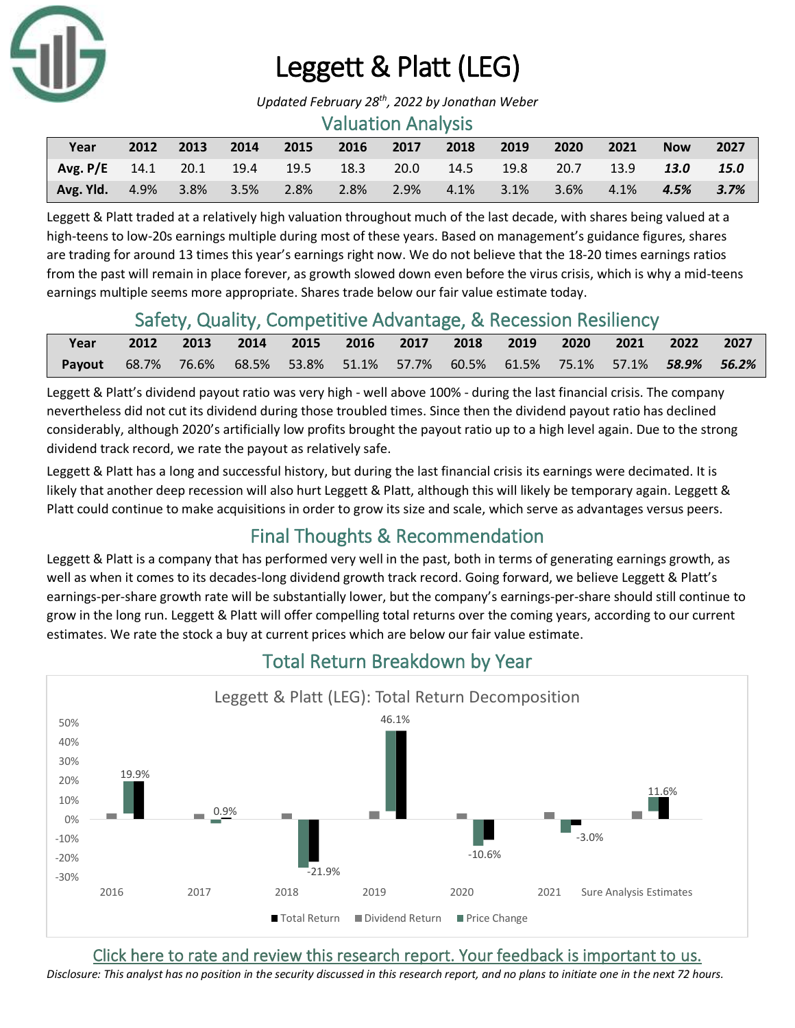# Leggett & Platt (LEG)

*Updated February 28th, 2022 by Jonathan Weber*

## Valuation Analysis

| Year | 2012 | 2013 | 2014 | 2015 | 2016 | 2017 | 2018 | 2019 | 2020 | 2021 | Now | 2027 |
|---|---|---|---|---|---|---|---|---|---|---|---|---|
| Avg. P/E | 14.1 | 20.1 | 19.4 | 19.5 | 18.3 | 20.0 | 14.5 | 19.8 | 20.7 | 13.9 | ***13.0*** | ***15.0*** |
| Avg. Yld. | 4.9% | 3.8% | 3.5% | 2.8% | 2.8% | 2.9% | 4.1% | 3.1% | 3.6% | 4.1% | ***4.5%*** | ***3.7%*** |

Leggett & Platt traded at a relatively high valuation throughout much of the last decade, with shares being valued at a high-teens to low-20s earnings multiple during most of these years. Based on management's guidance figures, shares are trading for around 13 times this year's earnings right now. We do not believe that the 18-20 times earnings ratios from the past will remain in place forever, as growth slowed down even before the virus crisis, which is why a mid-teens earnings multiple seems more appropriate. Shares trade below our fair value estimate today.

## Safety, Quality, Competitive Advantage, & Recession Resiliency

| Year | 2012 | 2013 | 2014 | 2015 | 2016 | 2017 | 2018 | 2019 | 2020 | 2021 | 2022 | 2027 |
|---|---|---|---|---|---|---|---|---|---|---|---|---|
| Payout | 68.7% | 76.6% | 68.5% | 53.8% | 51.1% | 57.7% | 60.5% | 61.5% | 75.1% | 57.1% | ***58.9%*** | ***56.2%*** |

Leggett & Platt's dividend payout ratio was very high - well above 100% - during the last financial crisis. The company nevertheless did not cut its dividend during those troubled times. Since then the dividend payout ratio has declined considerably, although 2020's artificially low profits brought the payout ratio up to a high level again. Due to the strong dividend track record, we rate the payout as relatively safe.

Leggett & Platt has a long and successful history, but during the last financial crisis its earnings were decimated. It is likely that another deep recession will also hurt Leggett & Platt, although this will likely be temporary again. Leggett & Platt could continue to make acquisitions in order to grow its size and scale, which serve as advantages versus peers.

## Final Thoughts & Recommendation

Leggett & Platt is a company that has performed very well in the past, both in terms of generating earnings growth, as well as when it comes to its decades-long dividend growth track record. Going forward, we believe Leggett & Platt's earnings-per-share growth rate will be substantially lower, but the company's earnings-per-share should still continue to grow in the long run. Leggett & Platt will offer compelling total returns over the coming years, according to our current estimates. We rate the stock a buy at current prices which are below our fair value estimate.

## Total Return Breakdown by Year

Leggett & Platt (LEG): Total Return Decomposition

| Year | Total Return |
|---|---|
| 2016 | 19.9% |
| 2017 | 0.9% |
| 2018 | -21.9% |
| 2019 | 46.1% |
| 2020 | -10.6% |
| 2021 | -3.0% |
| Sure Analysis Estimates | 11.6% |

Total Return | Dividend Return | Price Change

Click here to rate and review this research report. Your feedback is important to us.

*Disclosure: This analyst has no position in the security discussed in this research report, and no plans to initiate one in the next 72 hours.*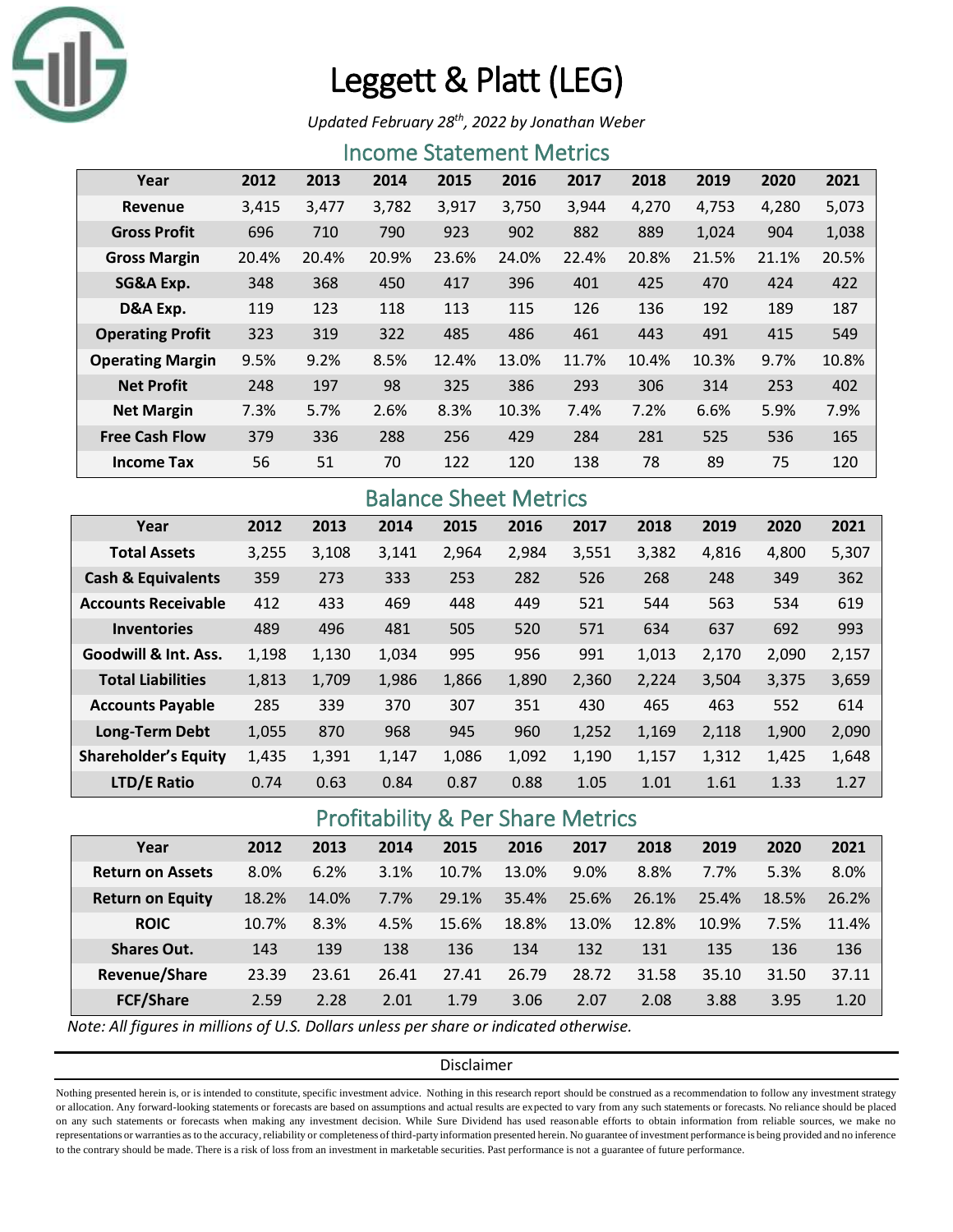# Leggett & Platt (LEG)

*Updated February 28th, 2022 by Jonathan Weber*

## Income Statement Metrics

| Year | 2012 | 2013 | 2014 | 2015 | 2016 | 2017 | 2018 | 2019 | 2020 | 2021 |
|---|---|---|---|---|---|---|---|---|---|---|
| Revenue | 3,415 | 3,477 | 3,782 | 3,917 | 3,750 | 3,944 | 4,270 | 4,753 | 4,280 | 5,073 |
| Gross Profit | 696 | 710 | 790 | 923 | 902 | 882 | 889 | 1,024 | 904 | 1,038 |
| Gross Margin | 20.4% | 20.4% | 20.9% | 23.6% | 24.0% | 22.4% | 20.8% | 21.5% | 21.1% | 20.5% |
| SG&A Exp. | 348 | 368 | 450 | 417 | 396 | 401 | 425 | 470 | 424 | 422 |
| D&A Exp. | 119 | 123 | 118 | 113 | 115 | 126 | 136 | 192 | 189 | 187 |
| Operating Profit | 323 | 319 | 322 | 485 | 486 | 461 | 443 | 491 | 415 | 549 |
| Operating Margin | 9.5% | 9.2% | 8.5% | 12.4% | 13.0% | 11.7% | 10.4% | 10.3% | 9.7% | 10.8% |
| Net Profit | 248 | 197 | 98 | 325 | 386 | 293 | 306 | 314 | 253 | 402 |
| Net Margin | 7.3% | 5.7% | 2.6% | 8.3% | 10.3% | 7.4% | 7.2% | 6.6% | 5.9% | 7.9% |
| Free Cash Flow | 379 | 336 | 288 | 256 | 429 | 284 | 281 | 525 | 536 | 165 |
| Income Tax | 56 | 51 | 70 | 122 | 120 | 138 | 78 | 89 | 75 | 120 |

## Balance Sheet Metrics

| Year | 2012 | 2013 | 2014 | 2015 | 2016 | 2017 | 2018 | 2019 | 2020 | 2021 |
|---|---|---|---|---|---|---|---|---|---|---|
| Total Assets | 3,255 | 3,108 | 3,141 | 2,964 | 2,984 | 3,551 | 3,382 | 4,816 | 4,800 | 5,307 |
| Cash & Equivalents | 359 | 273 | 333 | 253 | 282 | 526 | 268 | 248 | 349 | 362 |
| Accounts Receivable | 412 | 433 | 469 | 448 | 449 | 521 | 544 | 563 | 534 | 619 |
| Inventories | 489 | 496 | 481 | 505 | 520 | 571 | 634 | 637 | 692 | 993 |
| Goodwill & Int. Ass. | 1,198 | 1,130 | 1,034 | 995 | 956 | 991 | 1,013 | 2,170 | 2,090 | 2,157 |
| Total Liabilities | 1,813 | 1,709 | 1,986 | 1,866 | 1,890 | 2,360 | 2,224 | 3,504 | 3,375 | 3,659 |
| Accounts Payable | 285 | 339 | 370 | 307 | 351 | 430 | 465 | 463 | 552 | 614 |
| Long-Term Debt | 1,055 | 870 | 968 | 945 | 960 | 1,252 | 1,169 | 2,118 | 1,900 | 2,090 |
| Shareholder's Equity | 1,435 | 1,391 | 1,147 | 1,086 | 1,092 | 1,190 | 1,157 | 1,312 | 1,425 | 1,648 |
| LTD/E Ratio | 0.74 | 0.63 | 0.84 | 0.87 | 0.88 | 1.05 | 1.01 | 1.61 | 1.33 | 1.27 |

## Profitability & Per Share Metrics

| Year | 2012 | 2013 | 2014 | 2015 | 2016 | 2017 | 2018 | 2019 | 2020 | 2021 |
|---|---|---|---|---|---|---|---|---|---|---|
| Return on Assets | 8.0% | 6.2% | 3.1% | 10.7% | 13.0% | 9.0% | 8.8% | 7.7% | 5.3% | 8.0% |
| Return on Equity | 18.2% | 14.0% | 7.7% | 29.1% | 35.4% | 25.6% | 26.1% | 25.4% | 18.5% | 26.2% |
| ROIC | 10.7% | 8.3% | 4.5% | 15.6% | 18.8% | 13.0% | 12.8% | 10.9% | 7.5% | 11.4% |
| Shares Out. | 143 | 139 | 138 | 136 | 134 | 132 | 131 | 135 | 136 | 136 |
| Revenue/Share | 23.39 | 23.61 | 26.41 | 27.41 | 26.79 | 28.72 | 31.58 | 35.10 | 31.50 | 37.11 |
| FCF/Share | 2.59 | 2.28 | 2.01 | 1.79 | 3.06 | 2.07 | 2.08 | 3.88 | 3.95 | 1.20 |

*Note: All figures in millions of U.S. Dollars unless per share or indicated otherwise.*

Disclaimer

Nothing presented herein is, or is intended to constitute, specific investment advice. Nothing in this research report should be construed as a recommendation to follow any investment strategy or allocation. Any forward-looking statements or forecasts are based on assumptions and actual results are expected to vary from any such statements or forecasts. No reliance should be placed on any such statements or forecasts when making any investment decision. While Sure Dividend has used reasonable efforts to obtain information from reliable sources, we make no representations or warranties as to the accuracy, reliability or completeness of third-party information presented herein. No guarantee of investment performance is being provided and no inference to the contrary should be made. There is a risk of loss from an investment in marketable securities. Past performance is not a guarantee of future performance.